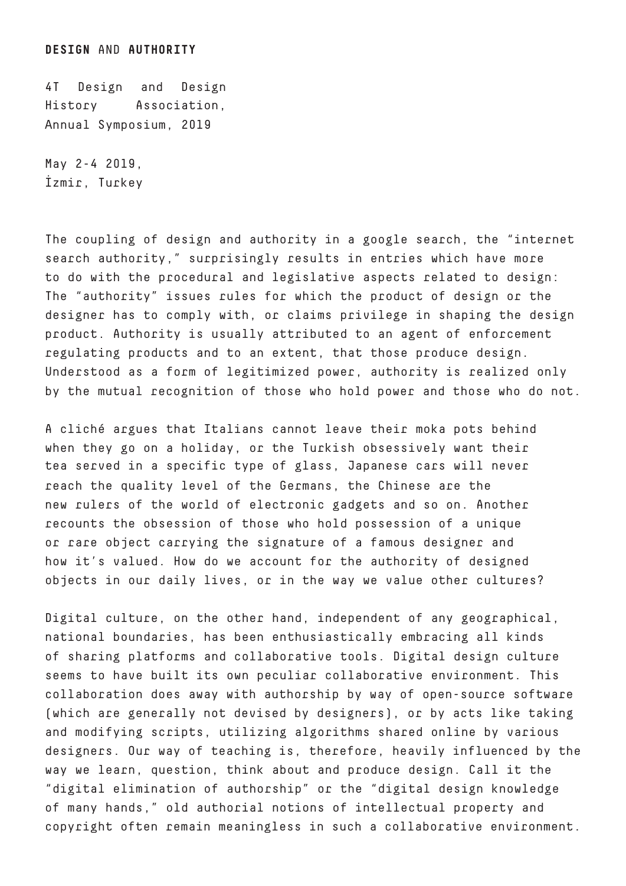# **DESIGN** AND **AUTHORITY**

4T Design and Design History Association, Annual Symposium, 2019

May 2-4 2019,
İzmir, Turkey

The coupling of design and authority in a google search, the "internet search authority," surprisingly results in entries which have more to do with the procedural and legislative aspects related to design: The "authority" issues rules for which the product of design or the designer has to comply with, or claims privilege in shaping the design product. Authority is usually attributed to an agent of enforcement regulating products and to an extent, that those produce design. Understood as a form of legitimized power, authority is realized only by the mutual recognition of those who hold power and those who do not.

A cliché argues that Italians cannot leave their moka pots behind when they go on a holiday, or the Turkish obsessively want their tea served in a specific type of glass, Japanese cars will never reach the quality level of the Germans, the Chinese are the new rulers of the world of electronic gadgets and so on. Another recounts the obsession of those who hold possession of a unique or rare object carrying the signature of a famous designer and how it's valued. How do we account for the authority of designed objects in our daily lives, or in the way we value other cultures?

Digital culture, on the other hand, independent of any geographical, national boundaries, has been enthusiastically embracing all kinds of sharing platforms and collaborative tools. Digital design culture seems to have built its own peculiar collaborative environment. This collaboration does away with authorship by way of open-source software (which are generally not devised by designers), or by acts like taking and modifying scripts, utilizing algorithms shared online by various designers. Our way of teaching is, therefore, heavily influenced by the way we learn, question, think about and produce design. Call it the "digital elimination of authorship" or the "digital design knowledge of many hands," old authorial notions of intellectual property and copyright often remain meaningless in such a collaborative environment.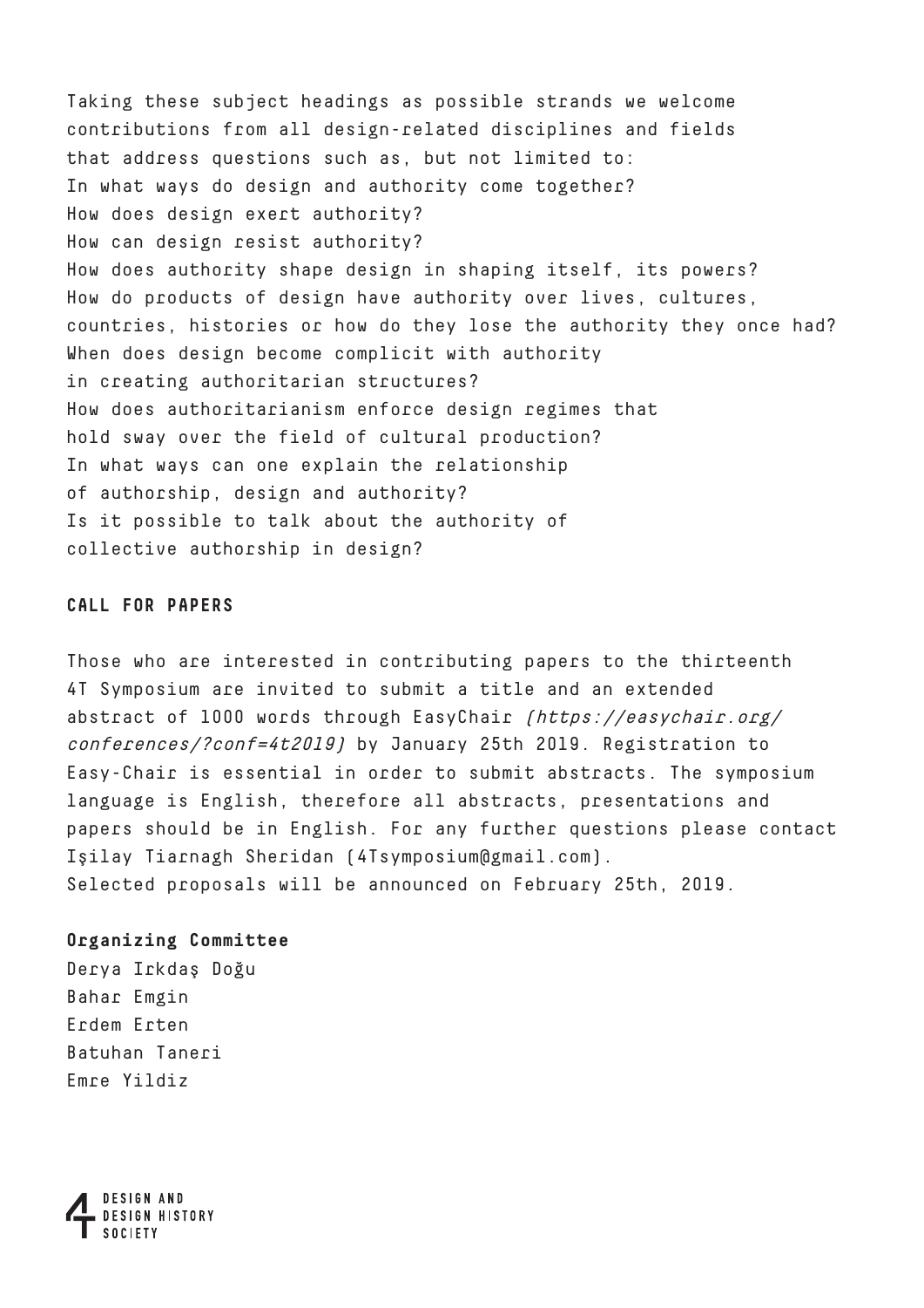Taking these subject headings as possible strands we welcome contributions from all design-related disciplines and fields that address questions such as, but not limited to:

In what ways do design and authority come together?
How does design exert authority?
How can design resist authority?
How does authority shape design in shaping itself, its powers?
How do products of design have authority over lives, cultures, countries, histories or how do they lose the authority they once had?
When does design become complicit with authority in creating authoritarian structures?
How does authoritarianism enforce design regimes that hold sway over the field of cultural production?
In what ways can one explain the relationship of authorship, design and authority?
Is it possible to talk about the authority of collective authorship in design?

## CALL FOR PAPERS

Those who are interested in contributing papers to the thirteenth 4T Symposium are invited to submit a title and an extended abstract of 1000 words through EasyChair *(https://easychair.org/conferences/?conf=4t2019)* by January 25th 2019. Registration to Easy-Chair is essential in order to submit abstracts. The symposium language is English, therefore all abstracts, presentations and papers should be in English. For any further questions please contact Işilay Tiarnagh Sheridan (4Tsymposium@gmail.com).
Selected proposals will be announced on February 25th, 2019.

**Organizing Committee**

Derya Irkdaş Doğu
Bahar Emgin
Erdem Erten
Batuhan Taneri
Emre Yildiz

4T DESIGN AND DESIGN HISTORY SOCIETY